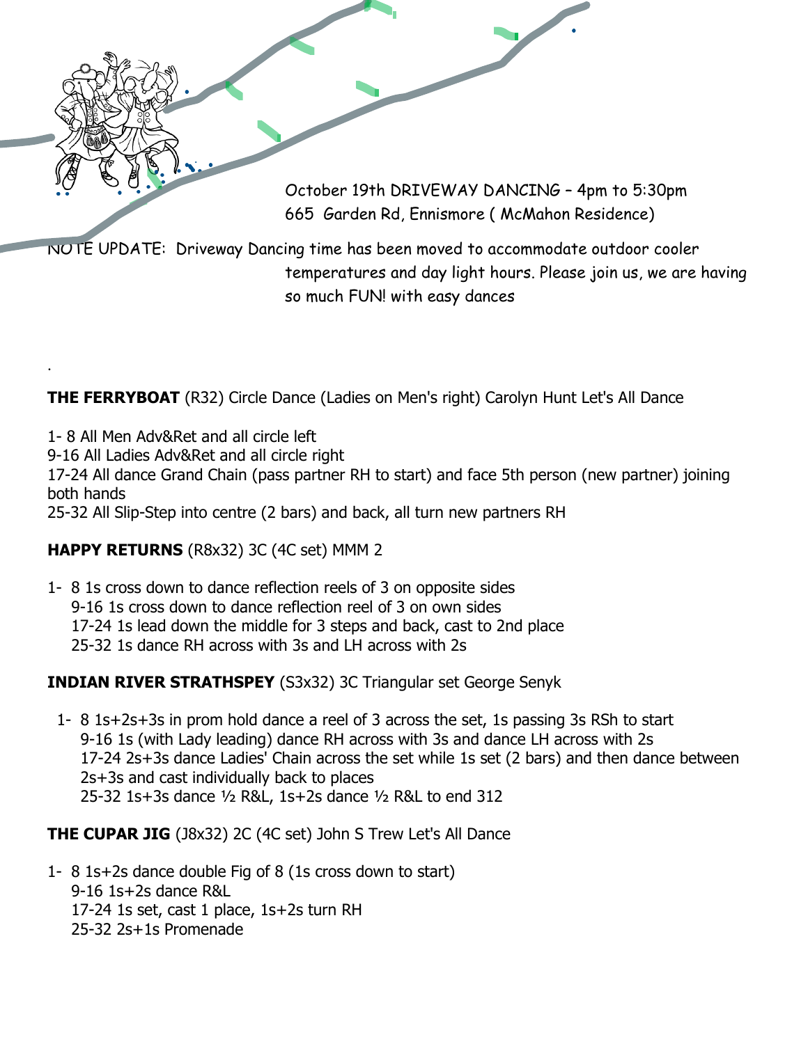October 19th DRIVEWAY DANCING – 4pm to 5:30pm
665 Garden Rd, Ennismore ( McMahon Residence)

NOTE UPDATE: Driveway Dancing time has been moved to accommodate outdoor cooler temperatures and day light hours. Please join us, we are having so much FUN! with easy dances

.

**THE FERRYBOAT** (R32) Circle Dance (Ladies on Men's right) Carolyn Hunt Let's All Dance

1- 8 All Men Adv&Ret and all circle left
9-16 All Ladies Adv&Ret and all circle right
17-24 All dance Grand Chain (pass partner RH to start) and face 5th person (new partner) joining both hands
25-32 All Slip-Step into centre (2 bars) and back, all turn new partners RH

**HAPPY RETURNS** (R8x32) 3C (4C set) MMM 2

1- 8 1s cross down to dance reflection reels of 3 on opposite sides
9-16 1s cross down to dance reflection reel of 3 on own sides
17-24 1s lead down the middle for 3 steps and back, cast to 2nd place
25-32 1s dance RH across with 3s and LH across with 2s

**INDIAN RIVER STRATHSPEY** (S3x32) 3C Triangular set George Senyk

1- 8 1s+2s+3s in prom hold dance a reel of 3 across the set, 1s passing 3s RSh to start
9-16 1s (with Lady leading) dance RH across with 3s and dance LH across with 2s
17-24 2s+3s dance Ladies' Chain across the set while 1s set (2 bars) and then dance between 2s+3s and cast individually back to places
25-32 1s+3s dance ½ R&L, 1s+2s dance ½ R&L to end 312

**THE CUPAR JIG** (J8x32) 2C (4C set) John S Trew Let's All Dance

1- 8 1s+2s dance double Fig of 8 (1s cross down to start)
9-16 1s+2s dance R&L
17-24 1s set, cast 1 place, 1s+2s turn RH
25-32 2s+1s Promenade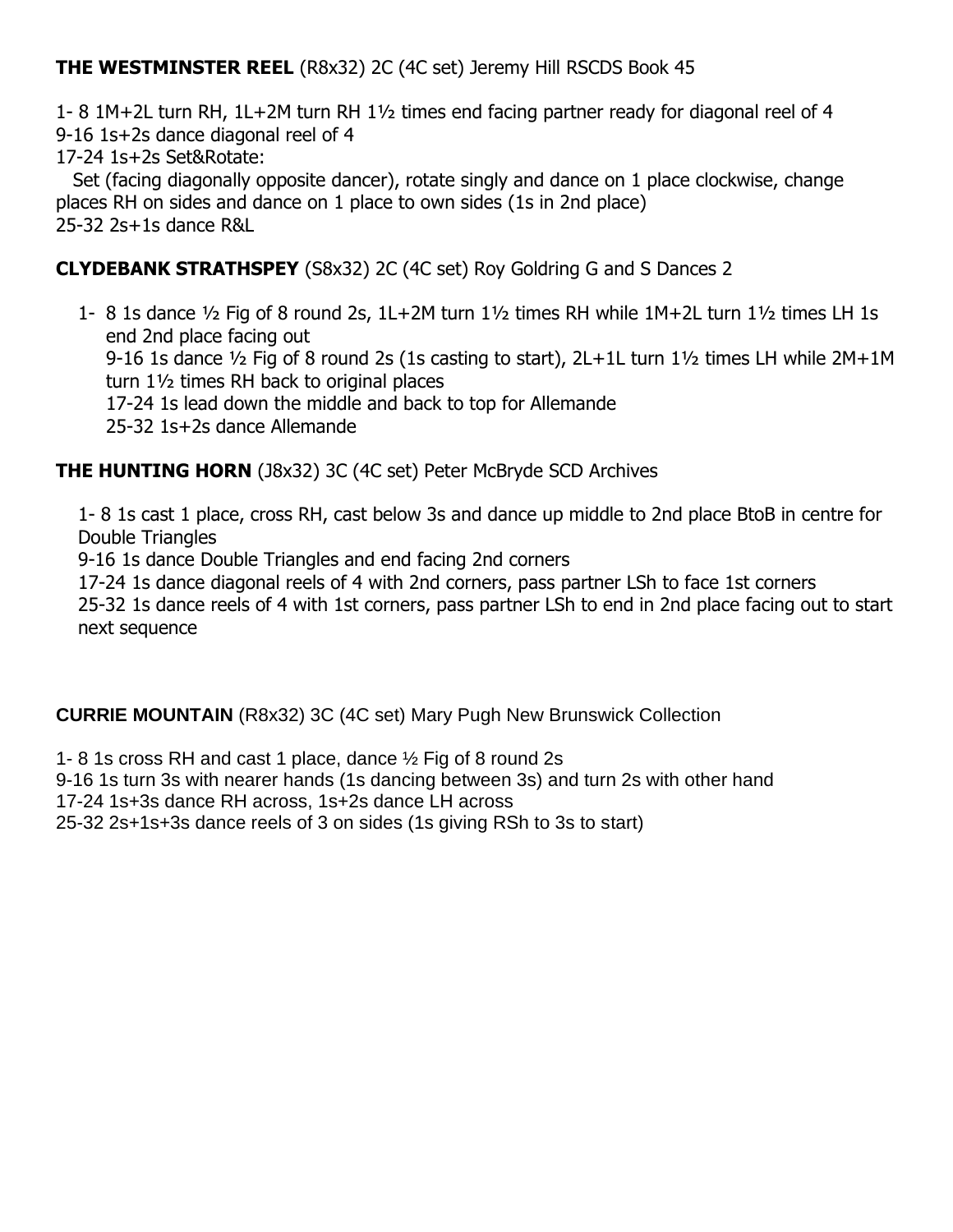**THE WESTMINSTER REEL** (R8x32) 2C (4C set) Jeremy Hill RSCDS Book 45

1- 8 1M+2L turn RH, 1L+2M turn RH 1½ times end facing partner ready for diagonal reel of 4
9-16 1s+2s dance diagonal reel of 4
17-24 1s+2s Set&Rotate:
Set (facing diagonally opposite dancer), rotate singly and dance on 1 place clockwise, change places RH on sides and dance on 1 place to own sides (1s in 2nd place)
25-32 2s+1s dance R&L

**CLYDEBANK STRATHSPEY** (S8x32) 2C (4C set) Roy Goldring G and S Dances 2

1- 8 1s dance ½ Fig of 8 round 2s, 1L+2M turn 1½ times RH while 1M+2L turn 1½ times LH 1s end 2nd place facing out
9-16 1s dance ½ Fig of 8 round 2s (1s casting to start), 2L+1L turn 1½ times LH while 2M+1M turn 1½ times RH back to original places
17-24 1s lead down the middle and back to top for Allemande
25-32 1s+2s dance Allemande

**THE HUNTING HORN** (J8x32) 3C (4C set) Peter McBryde SCD Archives

1- 8 1s cast 1 place, cross RH, cast below 3s and dance up middle to 2nd place BtoB in centre for Double Triangles
9-16 1s dance Double Triangles and end facing 2nd corners
17-24 1s dance diagonal reels of 4 with 2nd corners, pass partner LSh to face 1st corners
25-32 1s dance reels of 4 with 1st corners, pass partner LSh to end in 2nd place facing out to start next sequence

**CURRIE MOUNTAIN** (R8x32) 3C (4C set) Mary Pugh New Brunswick Collection

1- 8 1s cross RH and cast 1 place, dance ½ Fig of 8 round 2s
9-16 1s turn 3s with nearer hands (1s dancing between 3s) and turn 2s with other hand
17-24 1s+3s dance RH across, 1s+2s dance LH across
25-32 2s+1s+3s dance reels of 3 on sides (1s giving RSh to 3s to start)